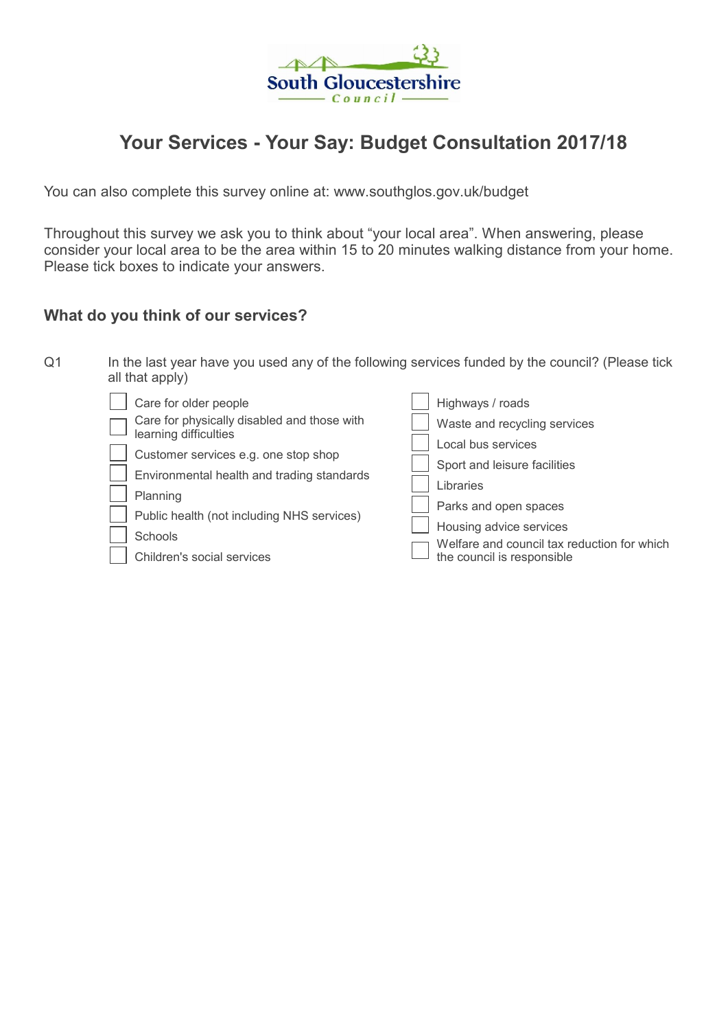South Gloucestershire Council

# Your Services - Your Say: Budget Consultation 2017/18

You can also complete this survey online at: www.southglos.gov.uk/budget

Throughout this survey we ask you to think about "your local area". When answering, please consider your local area to be the area within 15 to 20 minutes walking distance from your home. Please tick boxes to indicate your answers.

## What do you think of our services?

Q1 In the last year have you used any of the following services funded by the council? (Please tick all that apply)

- ☐ Care for older people
- ☐ Care for physically disabled and those with learning difficulties
- ☐ Customer services e.g. one stop shop
- ☐ Environmental health and trading standards
- ☐ Planning
- ☐ Public health (not including NHS services)
- ☐ Schools
- ☐ Children's social services
- ☐ Highways / roads
- ☐ Waste and recycling services
- ☐ Local bus services
- ☐ Sport and leisure facilities
- ☐ Libraries
- ☐ Parks and open spaces
- ☐ Housing advice services
- ☐ Welfare and council tax reduction for which the council is responsible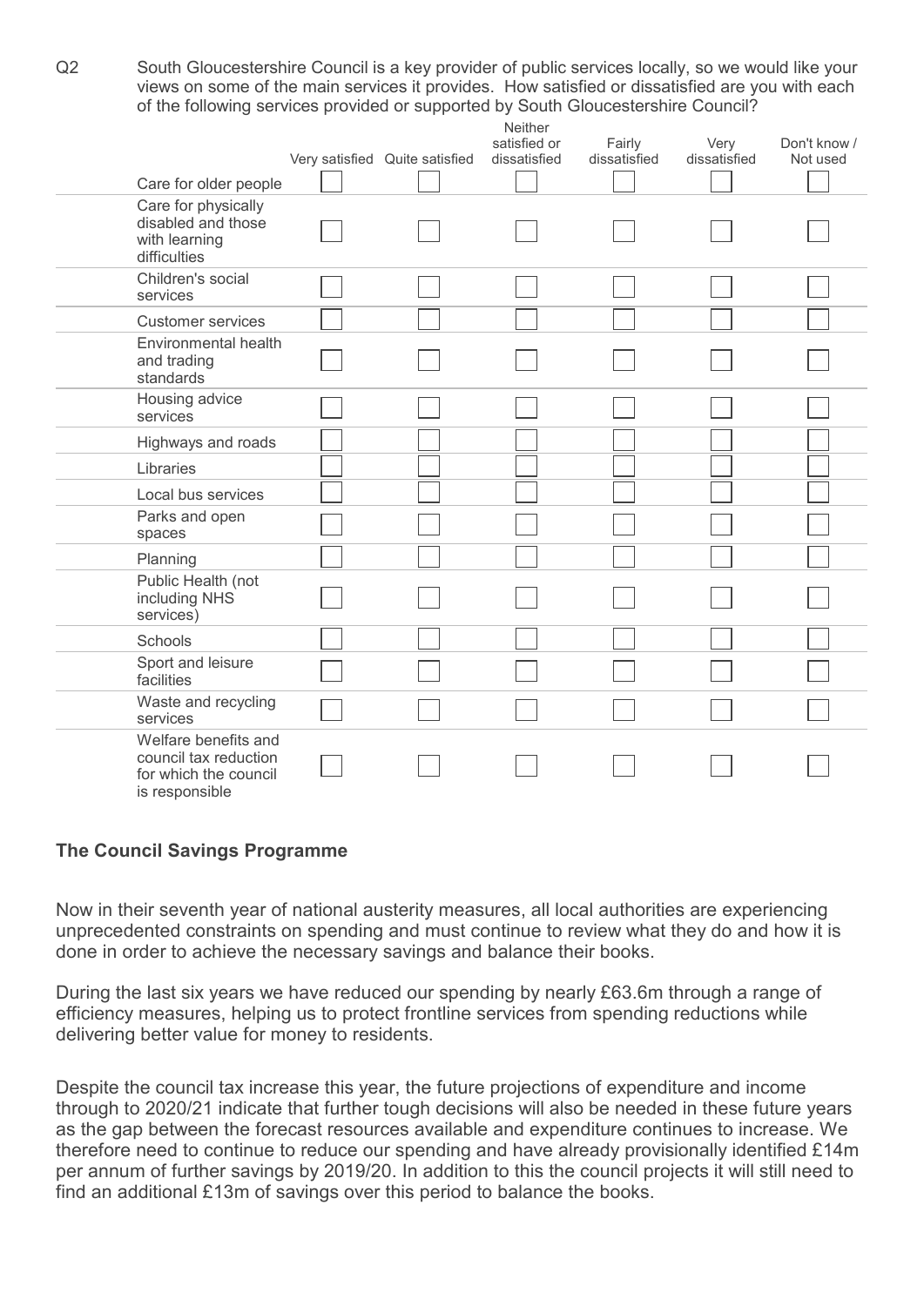Q2 South Gloucestershire Council is a key provider of public services locally, so we would like your views on some of the main services it provides. How satisfied or dissatisfied are you with each of the following services provided or supported by South Gloucestershire Council?

| | Very satisfied | Quite satisfied | Neither satisfied or dissatisfied | Fairly dissatisfied | Very dissatisfied | Don't know / Not used |
|---|---|---|---|---|---|---|
| Care for older people | ☐ | ☐ | ☐ | ☐ | ☐ | ☐ |
| Care for physically disabled and those with learning difficulties | ☐ | ☐ | ☐ | ☐ | ☐ | ☐ |
| Children's social services | ☐ | ☐ | ☐ | ☐ | ☐ | ☐ |
| Customer services | ☐ | ☐ | ☐ | ☐ | ☐ | ☐ |
| Environmental health and trading standards | ☐ | ☐ | ☐ | ☐ | ☐ | ☐ |
| Housing advice services | ☐ | ☐ | ☐ | ☐ | ☐ | ☐ |
| Highways and roads | ☐ | ☐ | ☐ | ☐ | ☐ | ☐ |
| Libraries | ☐ | ☐ | ☐ | ☐ | ☐ | ☐ |
| Local bus services | ☐ | ☐ | ☐ | ☐ | ☐ | ☐ |
| Parks and open spaces | ☐ | ☐ | ☐ | ☐ | ☐ | ☐ |
| Planning | ☐ | ☐ | ☐ | ☐ | ☐ | ☐ |
| Public Health (not including NHS services) | ☐ | ☐ | ☐ | ☐ | ☐ | ☐ |
| Schools | ☐ | ☐ | ☐ | ☐ | ☐ | ☐ |
| Sport and leisure facilities | ☐ | ☐ | ☐ | ☐ | ☐ | ☐ |
| Waste and recycling services | ☐ | ☐ | ☐ | ☐ | ☐ | ☐ |
| Welfare benefits and council tax reduction for which the council is responsible | ☐ | ☐ | ☐ | ☐ | ☐ | ☐ |

## The Council Savings Programme

Now in their seventh year of national austerity measures, all local authorities are experiencing unprecedented constraints on spending and must continue to review what they do and how it is done in order to achieve the necessary savings and balance their books.

During the last six years we have reduced our spending by nearly £63.6m through a range of efficiency measures, helping us to protect frontline services from spending reductions while delivering better value for money to residents.

Despite the council tax increase this year, the future projections of expenditure and income through to 2020/21 indicate that further tough decisions will also be needed in these future years as the gap between the forecast resources available and expenditure continues to increase. We therefore need to continue to reduce our spending and have already provisionally identified £14m per annum of further savings by 2019/20. In addition to this the council projects it will still need to find an additional £13m of savings over this period to balance the books.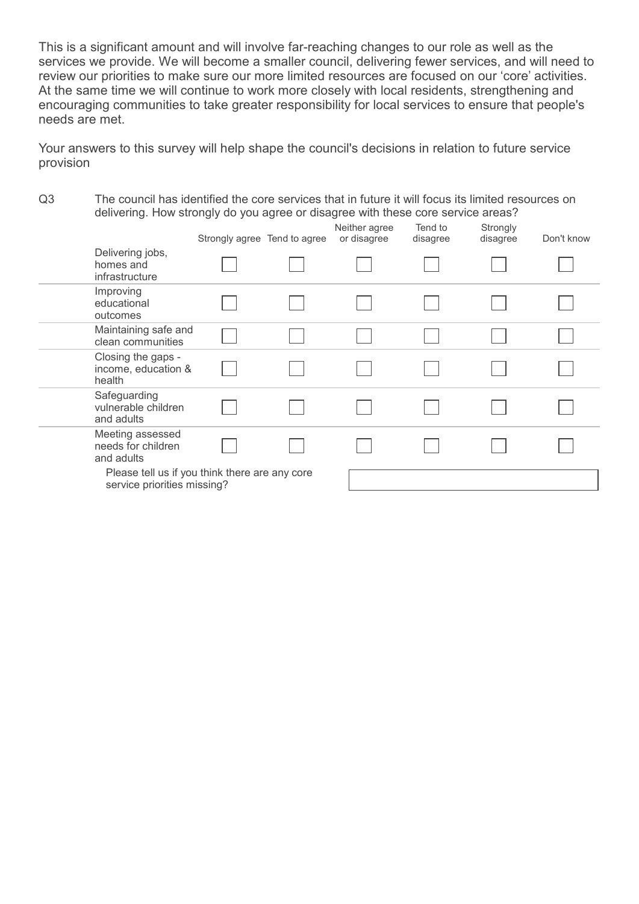This is a significant amount and will involve far-reaching changes to our role as well as the services we provide. We will become a smaller council, delivering fewer services, and will need to review our priorities to make sure our more limited resources are focused on our 'core' activities. At the same time we will continue to work more closely with local residents, strengthening and encouraging communities to take greater responsibility for local services to ensure that people's needs are met.

Your answers to this survey will help shape the council's decisions in relation to future service provision

Q3 The council has identified the core services that in future it will focus its limited resources on delivering. How strongly do you agree or disagree with these core service areas?

| | Strongly agree | Tend to agree | Neither agree or disagree | Tend to disagree | Strongly disagree | Don't know |
|---|---|---|---|---|---|---|
| Delivering jobs, homes and infrastructure | ☐ | ☐ | ☐ | ☐ | ☐ | ☐ |
| Improving educational outcomes | ☐ | ☐ | ☐ | ☐ | ☐ | ☐ |
| Maintaining safe and clean communities | ☐ | ☐ | ☐ | ☐ | ☐ | ☐ |
| Closing the gaps - income, education & health | ☐ | ☐ | ☐ | ☐ | ☐ | ☐ |
| Safeguarding vulnerable children and adults | ☐ | ☐ | ☐ | ☐ | ☐ | ☐ |
| Meeting assessed needs for children and adults | ☐ | ☐ | ☐ | ☐ | ☐ | ☐ |

Please tell us if you think there are any core service priorities missing?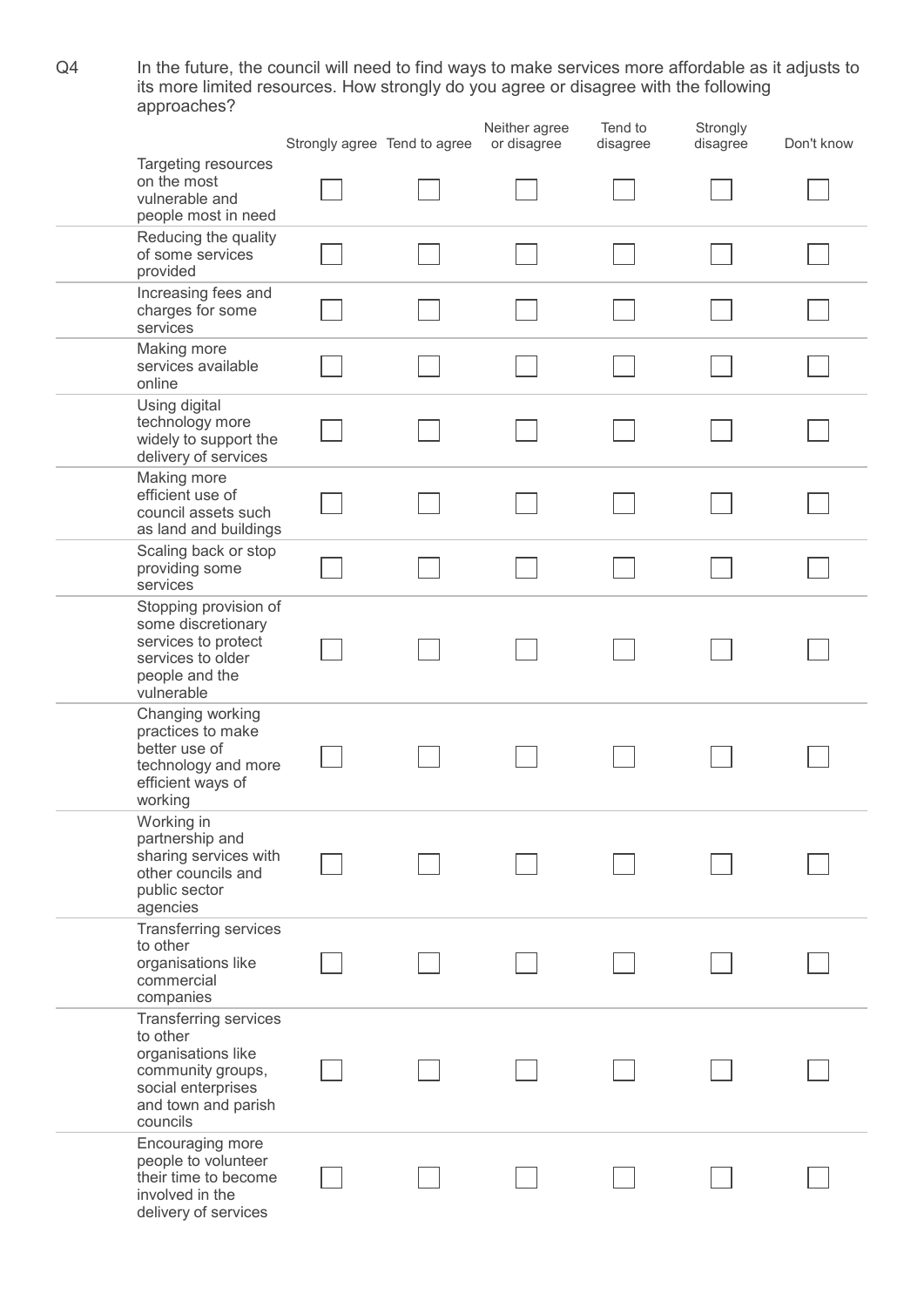Q4 In the future, the council will need to find ways to make services more affordable as it adjusts to its more limited resources. How strongly do you agree or disagree with the following approaches?

| | Strongly agree | Tend to agree | Neither agree or disagree | Tend to disagree | Strongly disagree | Don't know |
|---|---|---|---|---|---|---|
| Targeting resources on the most vulnerable and people most in need | ☐ | ☐ | ☐ | ☐ | ☐ | ☐ |
| Reducing the quality of some services provided | ☐ | ☐ | ☐ | ☐ | ☐ | ☐ |
| Increasing fees and charges for some services | ☐ | ☐ | ☐ | ☐ | ☐ | ☐ |
| Making more services available online | ☐ | ☐ | ☐ | ☐ | ☐ | ☐ |
| Using digital technology more widely to support the delivery of services | ☐ | ☐ | ☐ | ☐ | ☐ | ☐ |
| Making more efficient use of council assets such as land and buildings | ☐ | ☐ | ☐ | ☐ | ☐ | ☐ |
| Scaling back or stop providing some services | ☐ | ☐ | ☐ | ☐ | ☐ | ☐ |
| Stopping provision of some discretionary services to protect services to older people and the vulnerable | ☐ | ☐ | ☐ | ☐ | ☐ | ☐ |
| Changing working practices to make better use of technology and more efficient ways of working | ☐ | ☐ | ☐ | ☐ | ☐ | ☐ |
| Working in partnership and sharing services with other councils and public sector agencies | ☐ | ☐ | ☐ | ☐ | ☐ | ☐ |
| Transferring services to other organisations like commercial companies | ☐ | ☐ | ☐ | ☐ | ☐ | ☐ |
| Transferring services to other organisations like community groups, social enterprises and town and parish councils | ☐ | ☐ | ☐ | ☐ | ☐ | ☐ |
| Encouraging more people to volunteer their time to become involved in the delivery of services | ☐ | ☐ | ☐ | ☐ | ☐ | ☐ |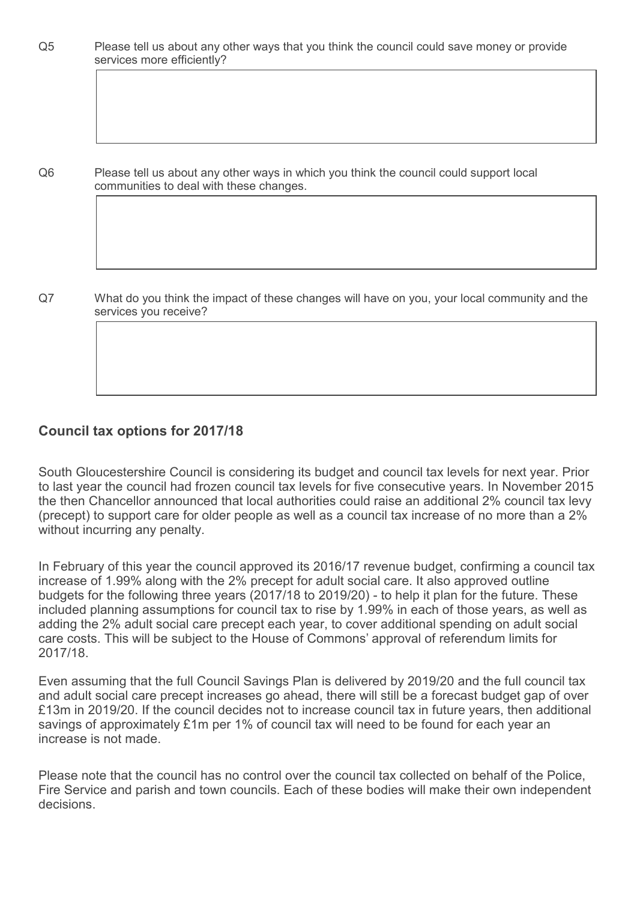Q5 Please tell us about any other ways that you think the council could save money or provide services more efficiently?

Q6 Please tell us about any other ways in which you think the council could support local communities to deal with these changes.

Q7 What do you think the impact of these changes will have on you, your local community and the services you receive?

## Council tax options for 2017/18

South Gloucestershire Council is considering its budget and council tax levels for next year. Prior to last year the council had frozen council tax levels for five consecutive years. In November 2015 the then Chancellor announced that local authorities could raise an additional 2% council tax levy (precept) to support care for older people as well as a council tax increase of no more than a 2% without incurring any penalty.

In February of this year the council approved its 2016/17 revenue budget, confirming a council tax increase of 1.99% along with the 2% precept for adult social care. It also approved outline budgets for the following three years (2017/18 to 2019/20) - to help it plan for the future. These included planning assumptions for council tax to rise by 1.99% in each of those years, as well as adding the 2% adult social care precept each year, to cover additional spending on adult social care costs. This will be subject to the House of Commons' approval of referendum limits for 2017/18.

Even assuming that the full Council Savings Plan is delivered by 2019/20 and the full council tax and adult social care precept increases go ahead, there will still be a forecast budget gap of over £13m in 2019/20. If the council decides not to increase council tax in future years, then additional savings of approximately £1m per 1% of council tax will need to be found for each year an increase is not made.

Please note that the council has no control over the council tax collected on behalf of the Police, Fire Service and parish and town councils. Each of these bodies will make their own independent decisions.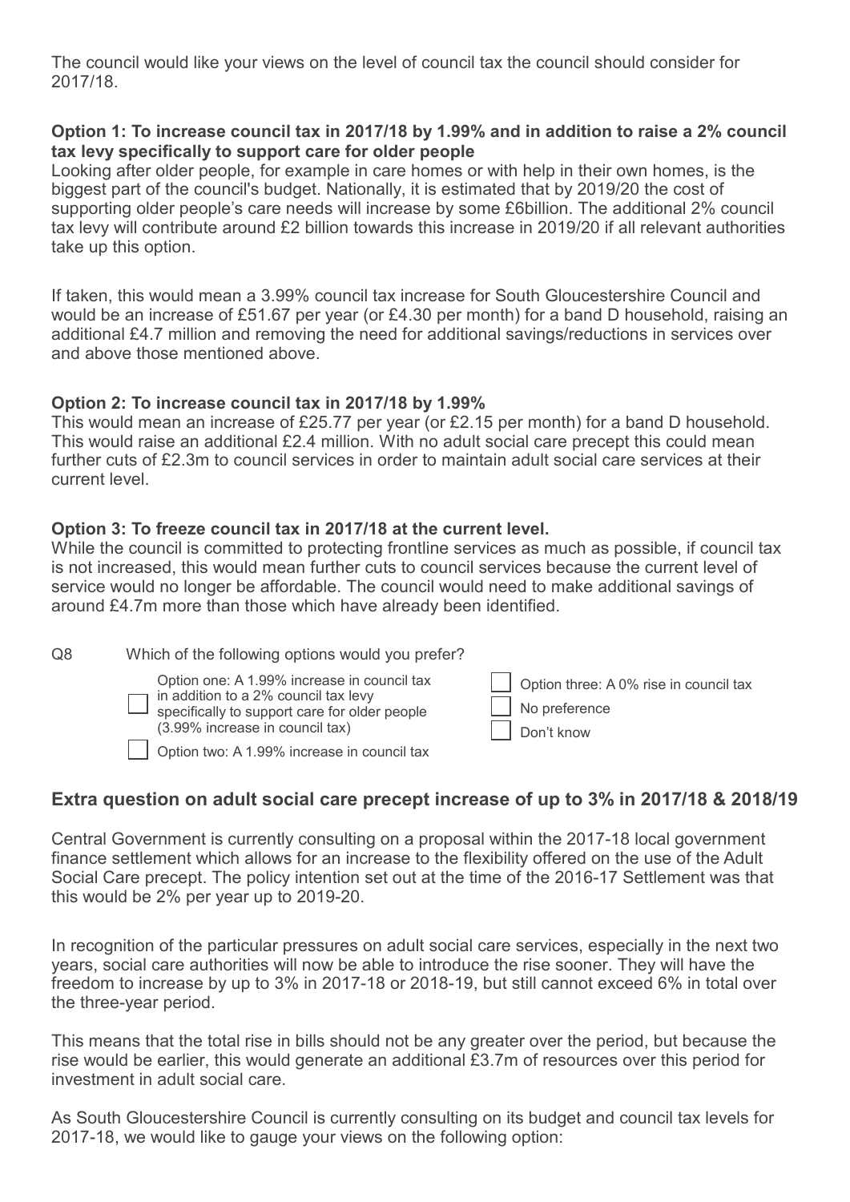The council would like your views on the level of council tax the council should consider for 2017/18.

**Option 1: To increase council tax in 2017/18 by 1.99% and in addition to raise a 2% council tax levy specifically to support care for older people**

Looking after older people, for example in care homes or with help in their own homes, is the biggest part of the council's budget. Nationally, it is estimated that by 2019/20 the cost of supporting older people's care needs will increase by some £6billion. The additional 2% council tax levy will contribute around £2 billion towards this increase in 2019/20 if all relevant authorities take up this option.

If taken, this would mean a 3.99% council tax increase for South Gloucestershire Council and would be an increase of £51.67 per year (or £4.30 per month) for a band D household, raising an additional £4.7 million and removing the need for additional savings/reductions in services over and above those mentioned above.

**Option 2: To increase council tax in 2017/18 by 1.99%**

This would mean an increase of £25.77 per year (or £2.15 per month) for a band D household. This would raise an additional £2.4 million. With no adult social care precept this could mean further cuts of £2.3m to council services in order to maintain adult social care services at their current level.

**Option 3: To freeze council tax in 2017/18 at the current level.**

While the council is committed to protecting frontline services as much as possible, if council tax is not increased, this would mean further cuts to council services because the current level of service would no longer be affordable. The council would need to make additional savings of around £4.7m more than those which have already been identified.

Q8 Which of the following options would you prefer?

- ☐ Option one: A 1.99% increase in council tax in addition to a 2% council tax levy specifically to support care for older people (3.99% increase in council tax)
- ☐ Option two: A 1.99% increase in council tax
- ☐ Option three: A 0% rise in council tax
- ☐ No preference
- ☐ Don't know

## Extra question on adult social care precept increase of up to 3% in 2017/18 & 2018/19

Central Government is currently consulting on a proposal within the 2017-18 local government finance settlement which allows for an increase to the flexibility offered on the use of the Adult Social Care precept. The policy intention set out at the time of the 2016-17 Settlement was that this would be 2% per year up to 2019-20.

In recognition of the particular pressures on adult social care services, especially in the next two years, social care authorities will now be able to introduce the rise sooner. They will have the freedom to increase by up to 3% in 2017-18 or 2018-19, but still cannot exceed 6% in total over the three-year period.

This means that the total rise in bills should not be any greater over the period, but because the rise would be earlier, this would generate an additional £3.7m of resources over this period for investment in adult social care.

As South Gloucestershire Council is currently consulting on its budget and council tax levels for 2017-18, we would like to gauge your views on the following option: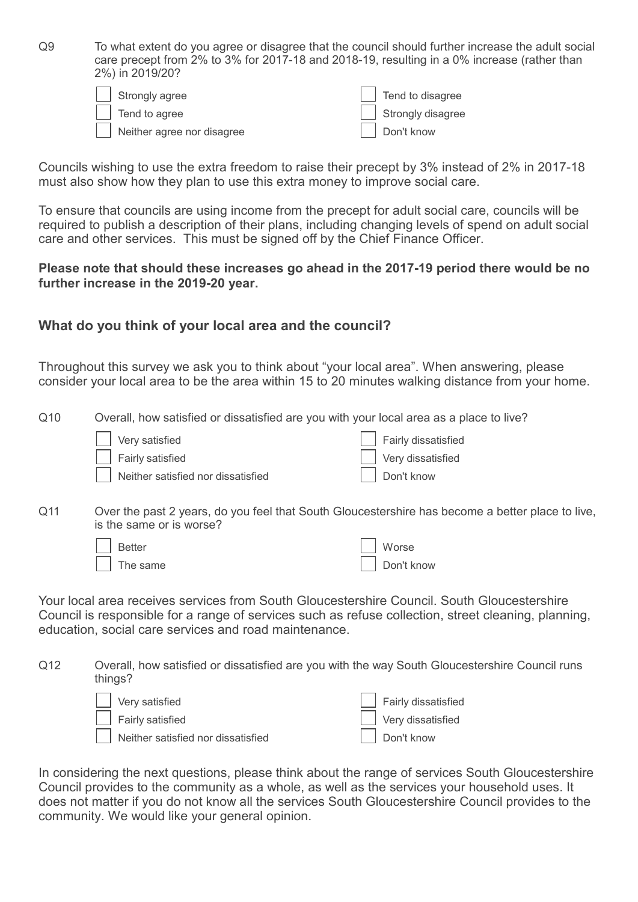Q9 To what extent do you agree or disagree that the council should further increase the adult social care precept from 2% to 3% for 2017-18 and 2018-19, resulting in a 0% increase (rather than 2%) in 2019/20?

- ☐ Strongly agree
- ☐ Tend to agree
- ☐ Neither agree nor disagree
- ☐ Tend to disagree
- ☐ Strongly disagree
- ☐ Don't know

Councils wishing to use the extra freedom to raise their precept by 3% instead of 2% in 2017-18 must also show how they plan to use this extra money to improve social care.

To ensure that councils are using income from the precept for adult social care, councils will be required to publish a description of their plans, including changing levels of spend on adult social care and other services. This must be signed off by the Chief Finance Officer.

**Please note that should these increases go ahead in the 2017-19 period there would be no further increase in the 2019-20 year.**

## What do you think of your local area and the council?

Throughout this survey we ask you to think about "your local area". When answering, please consider your local area to be the area within 15 to 20 minutes walking distance from your home.

Q10 Overall, how satisfied or dissatisfied are you with your local area as a place to live?

- ☐ Very satisfied
- ☐ Fairly satisfied
- ☐ Neither satisfied nor dissatisfied
- ☐ Fairly dissatisfied
- ☐ Very dissatisfied
- ☐ Don't know

Q11 Over the past 2 years, do you feel that South Gloucestershire has become a better place to live, is the same or is worse?

- ☐ Better
- ☐ The same
- ☐ Worse
- ☐ Don't know

Your local area receives services from South Gloucestershire Council. South Gloucestershire Council is responsible for a range of services such as refuse collection, street cleaning, planning, education, social care services and road maintenance.

Q12 Overall, how satisfied or dissatisfied are you with the way South Gloucestershire Council runs things?

- ☐ Very satisfied
- ☐ Fairly satisfied
- ☐ Neither satisfied nor dissatisfied
- ☐ Fairly dissatisfied
- ☐ Very dissatisfied
- ☐ Don't know

In considering the next questions, please think about the range of services South Gloucestershire Council provides to the community as a whole, as well as the services your household uses. It does not matter if you do not know all the services South Gloucestershire Council provides to the community. We would like your general opinion.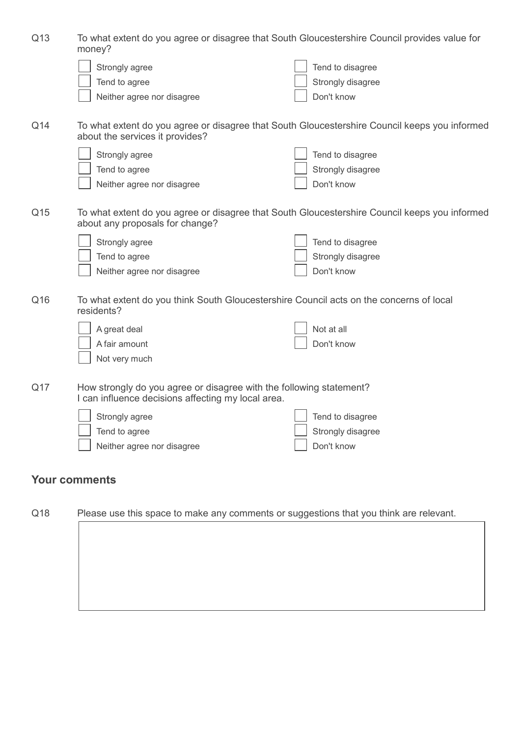Q13 To what extent do you agree or disagree that South Gloucestershire Council provides value for money?

- [ ] Strongly agree
- [ ] Tend to agree
- [ ] Neither agree nor disagree
- [ ] Tend to disagree
- [ ] Strongly disagree
- [ ] Don't know

Q14 To what extent do you agree or disagree that South Gloucestershire Council keeps you informed about the services it provides?

- [ ] Strongly agree
- [ ] Tend to agree
- [ ] Neither agree nor disagree
- [ ] Tend to disagree
- [ ] Strongly disagree
- [ ] Don't know

Q15 To what extent do you agree or disagree that South Gloucestershire Council keeps you informed about any proposals for change?

- [ ] Strongly agree
- [ ] Tend to agree
- [ ] Neither agree nor disagree
- [ ] Tend to disagree
- [ ] Strongly disagree
- [ ] Don't know

Q16 To what extent do you think South Gloucestershire Council acts on the concerns of local residents?

- [ ] A great deal
- [ ] A fair amount
- [ ] Not very much
- [ ] Not at all
- [ ] Don't know

Q17 How strongly do you agree or disagree with the following statement?
I can influence decisions affecting my local area.

- [ ] Strongly agree
- [ ] Tend to agree
- [ ] Neither agree nor disagree
- [ ] Tend to disagree
- [ ] Strongly disagree
- [ ] Don't know

## Your comments

Q18 Please use this space to make any comments or suggestions that you think are relevant.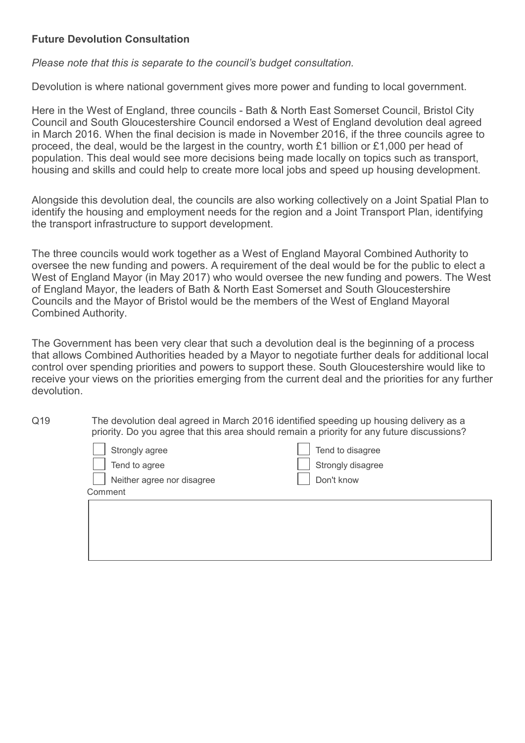**Future Devolution Consultation**

*Please note that this is separate to the council's budget consultation.*

Devolution is where national government gives more power and funding to local government.

Here in the West of England, three councils - Bath & North East Somerset Council, Bristol City Council and South Gloucestershire Council endorsed a West of England devolution deal agreed in March 2016. When the final decision is made in November 2016, if the three councils agree to proceed, the deal, would be the largest in the country, worth £1 billion or £1,000 per head of population. This deal would see more decisions being made locally on topics such as transport, housing and skills and could help to create more local jobs and speed up housing development.

Alongside this devolution deal, the councils are also working collectively on a Joint Spatial Plan to identify the housing and employment needs for the region and a Joint Transport Plan, identifying the transport infrastructure to support development.

The three councils would work together as a West of England Mayoral Combined Authority to oversee the new funding and powers. A requirement of the deal would be for the public to elect a West of England Mayor (in May 2017) who would oversee the new funding and powers. The West of England Mayor, the leaders of Bath & North East Somerset and South Gloucestershire Councils and the Mayor of Bristol would be the members of the West of England Mayoral Combined Authority.

The Government has been very clear that such a devolution deal is the beginning of a process that allows Combined Authorities headed by a Mayor to negotiate further deals for additional local control over spending priorities and powers to support these. South Gloucestershire would like to receive your views on the priorities emerging from the current deal and the priorities for any further devolution.

Q19 The devolution deal agreed in March 2016 identified speeding up housing delivery as a priority. Do you agree that this area should remain a priority for any future discussions?

- ☐ Strongly agree
- ☐ Tend to agree
- ☐ Neither agree nor disagree
- ☐ Tend to disagree
- ☐ Strongly disagree
- ☐ Don't know

Comment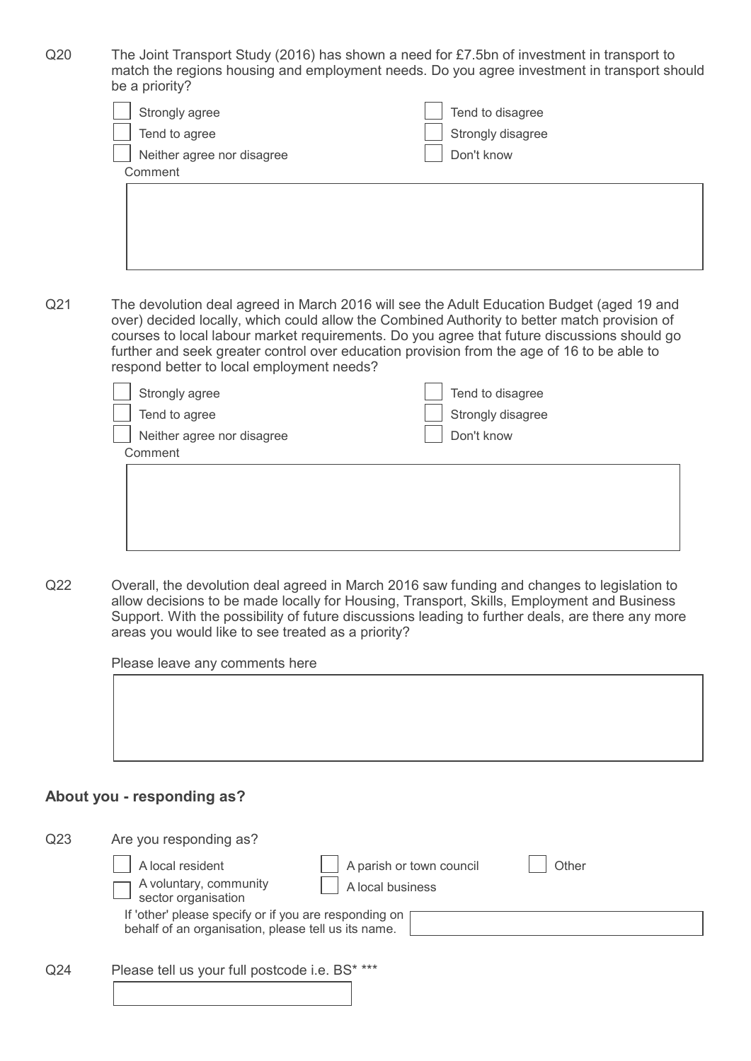Q20 The Joint Transport Study (2016) has shown a need for £7.5bn of investment in transport to match the regions housing and employment needs. Do you agree investment in transport should be a priority?

- [ ] Strongly agree
- [ ] Tend to agree
- [ ] Neither agree nor disagree
- [ ] Tend to disagree
- [ ] Strongly disagree
- [ ] Don't know

Comment

Q21 The devolution deal agreed in March 2016 will see the Adult Education Budget (aged 19 and over) decided locally, which could allow the Combined Authority to better match provision of courses to local labour market requirements. Do you agree that future discussions should go further and seek greater control over education provision from the age of 16 to be able to respond better to local employment needs?

- [ ] Strongly agree
- [ ] Tend to agree
- [ ] Neither agree nor disagree
- [ ] Tend to disagree
- [ ] Strongly disagree
- [ ] Don't know

Comment

Q22 Overall, the devolution deal agreed in March 2016 saw funding and changes to legislation to allow decisions to be made locally for Housing, Transport, Skills, Employment and Business Support. With the possibility of future discussions leading to further deals, are there any more areas you would like to see treated as a priority?

Please leave any comments here

## About you - responding as?

Q23 Are you responding as?

- [ ] A local resident
- [ ] A voluntary, community sector organisation
- [ ] A parish or town council
- [ ] A local business
- [ ] Other

If 'other' please specify or if you are responding on behalf of an organisation, please tell us its name.

Q24 Please tell us your full postcode i.e. BS* ***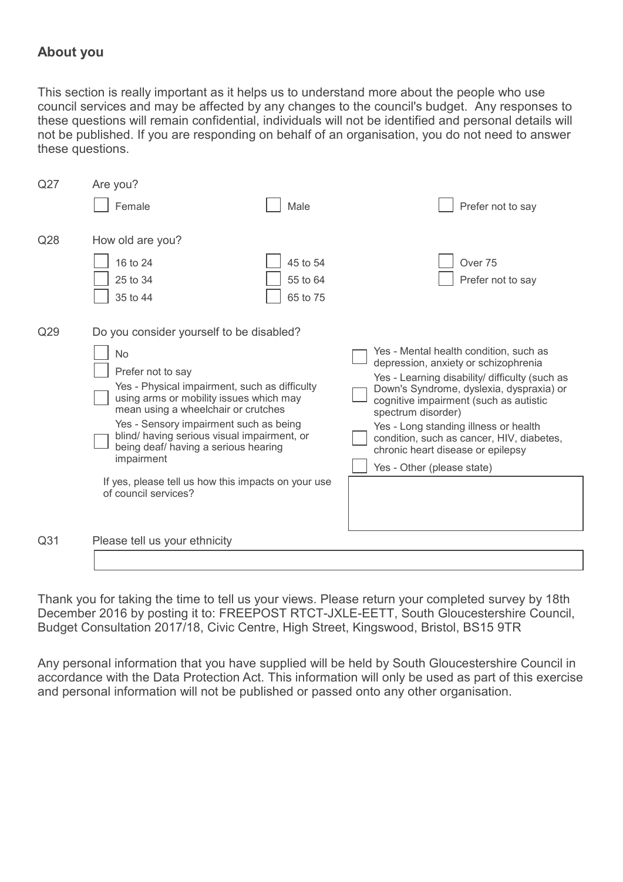## About you

This section is really important as it helps us to understand more about the people who use council services and may be affected by any changes to the council's budget. Any responses to these questions will remain confidential, individuals will not be identified and personal details will not be published. If you are responding on behalf of an organisation, you do not need to answer these questions.

**Q27** Are you?

- ☐ Female
- ☐ Male
- ☐ Prefer not to say

**Q28** How old are you?

- ☐ 16 to 24
- ☐ 25 to 34
- ☐ 35 to 44
- ☐ 45 to 54
- ☐ 55 to 64
- ☐ 65 to 75
- ☐ Over 75
- ☐ Prefer not to say

**Q29** Do you consider yourself to be disabled?

- ☐ No
- ☐ Prefer not to say
- ☐ Yes - Physical impairment, such as difficulty using arms or mobility issues which may mean using a wheelchair or crutches
- ☐ Yes - Sensory impairment such as being blind/ having serious visual impairment, or being deaf/ having a serious hearing impairment
- ☐ Yes - Mental health condition, such as depression, anxiety or schizophrenia
- ☐ Yes - Learning disability/ difficulty (such as Down's Syndrome, dyslexia, dyspraxia) or cognitive impairment (such as autistic spectrum disorder)
- ☐ Yes - Long standing illness or health condition, such as cancer, HIV, diabetes, chronic heart disease or epilepsy
- ☐ Yes - Other (please state)

If yes, please tell us how this impacts on your use of council services?

**Q31** Please tell us your ethnicity

Thank you for taking the time to tell us your views. Please return your completed survey by 18th December 2016 by posting it to: FREEPOST RTCT-JXLE-EETT, South Gloucestershire Council, Budget Consultation 2017/18, Civic Centre, High Street, Kingswood, Bristol, BS15 9TR

Any personal information that you have supplied will be held by South Gloucestershire Council in accordance with the Data Protection Act. This information will only be used as part of this exercise and personal information will not be published or passed onto any other organisation.